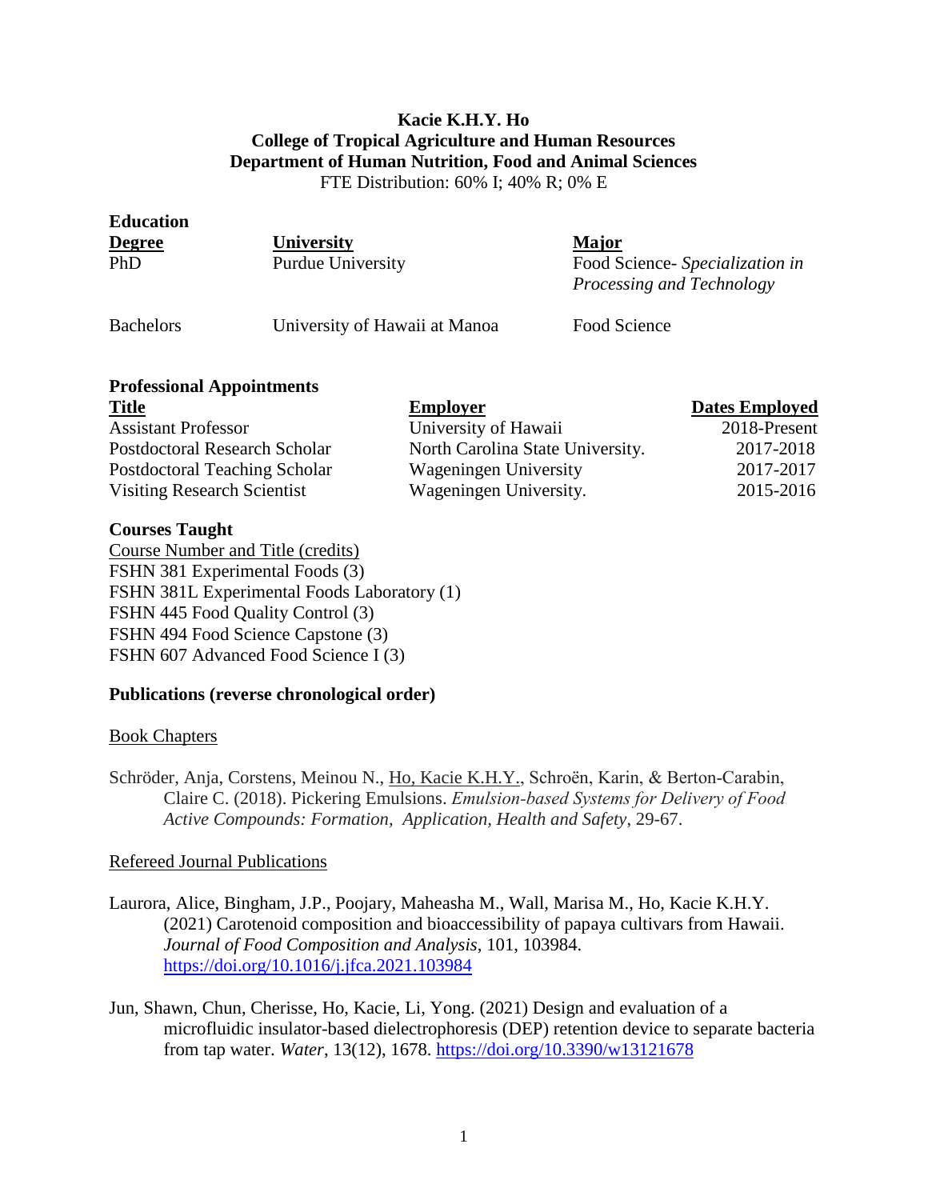# Kacie K.H.Y. Ho

**College of Tropical Agriculture and Human Resources**
**Department of Human Nutrition, Food and Animal Sciences**
FTE Distribution: 60% I; 40% R; 0% E

## Education

| Degree | University | Major |
|---|---|---|
| PhD | Purdue University | Food Science- *Specialization in Processing and Technology* |
| Bachelors | University of Hawaii at Manoa | Food Science |

## Professional Appointments

| Title | Employer | Dates Employed |
|---|---|---|
| Assistant Professor | University of Hawaii | 2018-Present |
| Postdoctoral Research Scholar | North Carolina State University. | 2017-2018 |
| Postdoctoral Teaching Scholar | Wageningen University | 2017-2017 |
| Visiting Research Scientist | Wageningen University. | 2015-2016 |

## Courses Taught

Course Number and Title (credits)
FSHN 381 Experimental Foods (3)
FSHN 381L Experimental Foods Laboratory (1)
FSHN 445 Food Quality Control (3)
FSHN 494 Food Science Capstone (3)
FSHN 607 Advanced Food Science I (3)

## Publications (reverse chronological order)

### Book Chapters

Schröder, Anja, Corstens, Meinou N., Ho, Kacie K.H.Y., Schroën, Karin, & Berton-Carabin, Claire C. (2018). Pickering Emulsions. *Emulsion-based Systems for Delivery of Food Active Compounds: Formation, Application, Health and Safety*, 29-67.

### Refereed Journal Publications

Laurora, Alice, Bingham, J.P., Poojary, Maheasha M., Wall, Marisa M., Ho, Kacie K.H.Y. (2021) Carotenoid composition and bioaccessibility of papaya cultivars from Hawaii. *Journal of Food Composition and Analysis*, 101, 103984. https://doi.org/10.1016/j.jfca.2021.103984

Jun, Shawn, Chun, Cherisse, Ho, Kacie, Li, Yong. (2021) Design and evaluation of a microfluidic insulator-based dielectrophoresis (DEP) retention device to separate bacteria from tap water. *Water*, 13(12), 1678. https://doi.org/10.3390/w13121678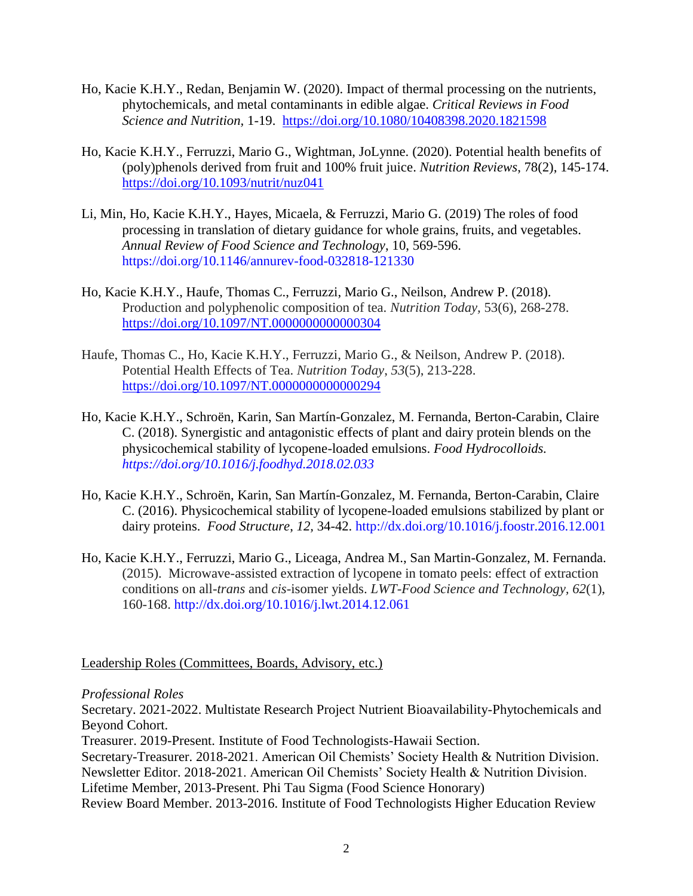Ho, Kacie K.H.Y., Redan, Benjamin W. (2020). Impact of thermal processing on the nutrients, phytochemicals, and metal contaminants in edible algae. *Critical Reviews in Food Science and Nutrition,* 1-19. https://doi.org/10.1080/10408398.2020.1821598

Ho, Kacie K.H.Y., Ferruzzi, Mario G., Wightman, JoLynne. (2020). Potential health benefits of (poly)phenols derived from fruit and 100% fruit juice. *Nutrition Reviews,* 78(2), 145-174. https://doi.org/10.1093/nutrit/nuz041

Li, Min, Ho, Kacie K.H.Y., Hayes, Micaela, & Ferruzzi, Mario G. (2019) The roles of food processing in translation of dietary guidance for whole grains, fruits, and vegetables. *Annual Review of Food Science and Technology*, 10, 569-596. https://doi.org/10.1146/annurev-food-032818-121330

Ho, Kacie K.H.Y., Haufe, Thomas C., Ferruzzi, Mario G., Neilson, Andrew P. (2018). Production and polyphenolic composition of tea. *Nutrition Today,* 53(6), 268-278. https://doi.org/10.1097/NT.0000000000000304

Haufe, Thomas C., Ho, Kacie K.H.Y., Ferruzzi, Mario G., & Neilson, Andrew P. (2018). Potential Health Effects of Tea. *Nutrition Today*, *53*(5), 213-228. https://doi.org/10.1097/NT.0000000000000294

Ho, Kacie K.H.Y., Schroën, Karin, San Martín-Gonzalez, M. Fernanda, Berton-Carabin, Claire C. (2018). Synergistic and antagonistic effects of plant and dairy protein blends on the physicochemical stability of lycopene-loaded emulsions. *Food Hydrocolloids. https://doi.org/10.1016/j.foodhyd.2018.02.033*

Ho, Kacie K.H.Y., Schroën, Karin, San Martín-Gonzalez, M. Fernanda, Berton-Carabin, Claire C. (2016). Physicochemical stability of lycopene-loaded emulsions stabilized by plant or dairy proteins. *Food Structure*, *12,* 34-42. http://dx.doi.org/10.1016/j.foostr.2016.12.001

Ho, Kacie K.H.Y., Ferruzzi, Mario G., Liceaga, Andrea M., San Martin-Gonzalez, M. Fernanda. (2015). Microwave-assisted extraction of lycopene in tomato peels: effect of extraction conditions on all-*trans* and *cis*-isomer yields. *LWT-Food Science and Technology, 62*(1), 160-168. http://dx.doi.org/10.1016/j.lwt.2014.12.061

## Leadership Roles (Committees, Boards, Advisory, etc.)

*Professional Roles*

Secretary. 2021-2022. Multistate Research Project Nutrient Bioavailability-Phytochemicals and Beyond Cohort.
Treasurer. 2019-Present. Institute of Food Technologists-Hawaii Section.
Secretary-Treasurer. 2018-2021. American Oil Chemists' Society Health & Nutrition Division.
Newsletter Editor. 2018-2021. American Oil Chemists' Society Health & Nutrition Division.
Lifetime Member, 2013-Present. Phi Tau Sigma (Food Science Honorary)
Review Board Member. 2013-2016. Institute of Food Technologists Higher Education Review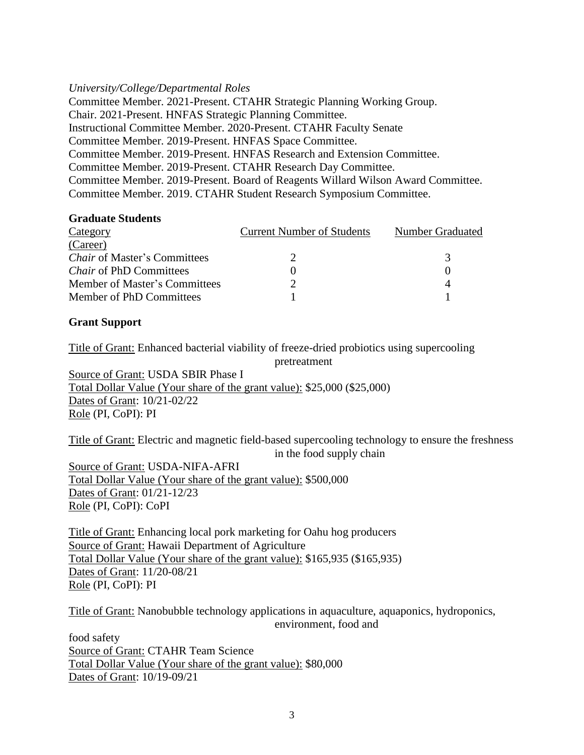*University/College/Departmental Roles*

Committee Member. 2021-Present. CTAHR Strategic Planning Working Group.
Chair. 2021-Present. HNFAS Strategic Planning Committee.
Instructional Committee Member. 2020-Present. CTAHR Faculty Senate
Committee Member. 2019-Present. HNFAS Space Committee.
Committee Member. 2019-Present. HNFAS Research and Extension Committee.
Committee Member. 2019-Present. CTAHR Research Day Committee.
Committee Member. 2019-Present. Board of Reagents Willard Wilson Award Committee.
Committee Member. 2019. CTAHR Student Research Symposium Committee.

**Graduate Students**

| Category (Career) | Current Number of Students | Number Graduated |
|---|---|---|
| *Chair* of Master's Committees | 2 | 3 |
| *Chair* of PhD Committees | 0 | 0 |
| Member of Master's Committees | 2 | 4 |
| Member of PhD Committees | 1 | 1 |

**Grant Support**

Title of Grant: Enhanced bacterial viability of freeze-dried probiotics using supercooling pretreatment
Source of Grant: USDA SBIR Phase I
Total Dollar Value (Your share of the grant value): $25,000 ($25,000)
Dates of Grant: 10/21-02/22
Role (PI, CoPI): PI

Title of Grant: Electric and magnetic field-based supercooling technology to ensure the freshness in the food supply chain
Source of Grant: USDA-NIFA-AFRI
Total Dollar Value (Your share of the grant value): $500,000
Dates of Grant: 01/21-12/23
Role (PI, CoPI): CoPI

Title of Grant: Enhancing local pork marketing for Oahu hog producers
Source of Grant: Hawaii Department of Agriculture
Total Dollar Value (Your share of the grant value): $165,935 ($165,935)
Dates of Grant: 11/20-08/21
Role (PI, CoPI): PI

Title of Grant: Nanobubble technology applications in aquaculture, aquaponics, hydroponics, environment, food and food safety
Source of Grant: CTAHR Team Science
Total Dollar Value (Your share of the grant value): $80,000
Dates of Grant: 10/19-09/21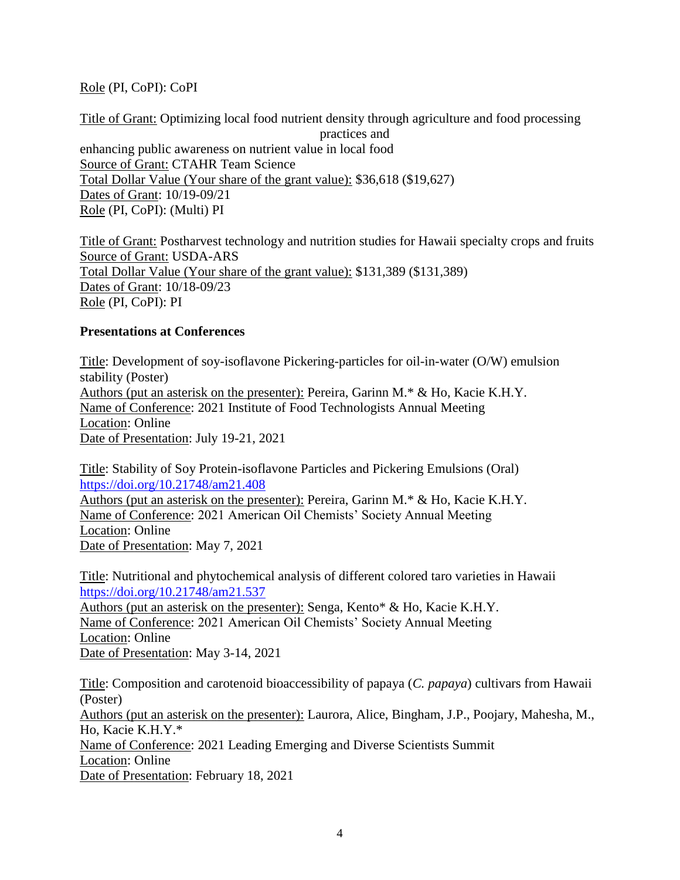Role (PI, CoPI): CoPI

Title of Grant: Optimizing local food nutrient density through agriculture and food processing practices and enhancing public awareness on nutrient value in local food
Source of Grant: CTAHR Team Science
Total Dollar Value (Your share of the grant value): $36,618 ($19,627)
Dates of Grant: 10/19-09/21
Role (PI, CoPI): (Multi) PI

Title of Grant: Postharvest technology and nutrition studies for Hawaii specialty crops and fruits
Source of Grant: USDA-ARS
Total Dollar Value (Your share of the grant value): $131,389 ($131,389)
Dates of Grant: 10/18-09/23
Role (PI, CoPI): PI

**Presentations at Conferences**

Title: Development of soy-isoflavone Pickering-particles for oil-in-water (O/W) emulsion stability (Poster)
Authors (put an asterisk on the presenter): Pereira, Garinn M.* & Ho, Kacie K.H.Y.
Name of Conference: 2021 Institute of Food Technologists Annual Meeting
Location: Online
Date of Presentation: July 19-21, 2021

Title: Stability of Soy Protein-isoflavone Particles and Pickering Emulsions (Oral)
https://doi.org/10.21748/am21.408
Authors (put an asterisk on the presenter): Pereira, Garinn M.* & Ho, Kacie K.H.Y.
Name of Conference: 2021 American Oil Chemists' Society Annual Meeting
Location: Online
Date of Presentation: May 7, 2021

Title: Nutritional and phytochemical analysis of different colored taro varieties in Hawaii
https://doi.org/10.21748/am21.537
Authors (put an asterisk on the presenter): Senga, Kento* & Ho, Kacie K.H.Y.
Name of Conference: 2021 American Oil Chemists' Society Annual Meeting
Location: Online
Date of Presentation: May 3-14, 2021

Title: Composition and carotenoid bioaccessibility of papaya (*C. papaya*) cultivars from Hawaii (Poster)
Authors (put an asterisk on the presenter): Laurora, Alice, Bingham, J.P., Poojary, Mahesha, M., Ho, Kacie K.H.Y.*
Name of Conference: 2021 Leading Emerging and Diverse Scientists Summit
Location: Online
Date of Presentation: February 18, 2021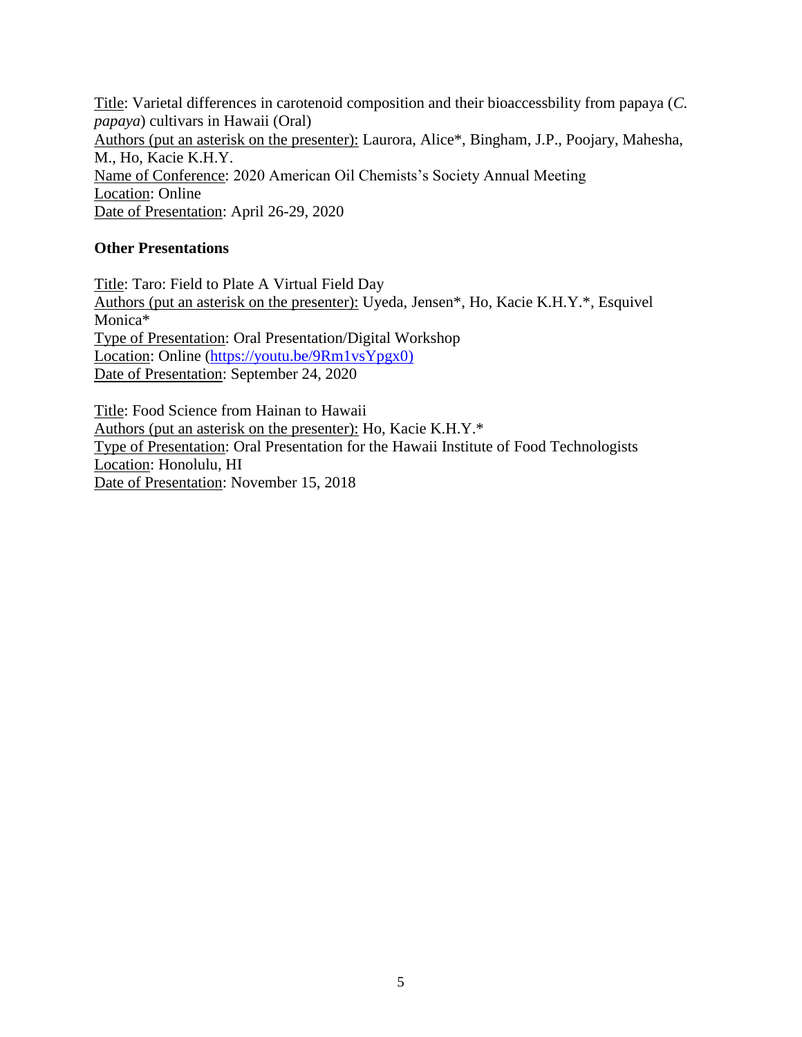Title: Varietal differences in carotenoid composition and their bioaccessbility from papaya (*C. papaya*) cultivars in Hawaii (Oral)
Authors (put an asterisk on the presenter): Laurora, Alice*, Bingham, J.P., Poojary, Mahesha, M., Ho, Kacie K.H.Y.
Name of Conference: 2020 American Oil Chemists's Society Annual Meeting
Location: Online
Date of Presentation: April 26-29, 2020

**Other Presentations**

Title: Taro: Field to Plate A Virtual Field Day
Authors (put an asterisk on the presenter): Uyeda, Jensen*, Ho, Kacie K.H.Y.*, Esquivel Monica*
Type of Presentation: Oral Presentation/Digital Workshop
Location: Online (https://youtu.be/9Rm1vsYpgx0)
Date of Presentation: September 24, 2020

Title: Food Science from Hainan to Hawaii
Authors (put an asterisk on the presenter): Ho, Kacie K.H.Y.*
Type of Presentation: Oral Presentation for the Hawaii Institute of Food Technologists
Location: Honolulu, HI
Date of Presentation: November 15, 2018